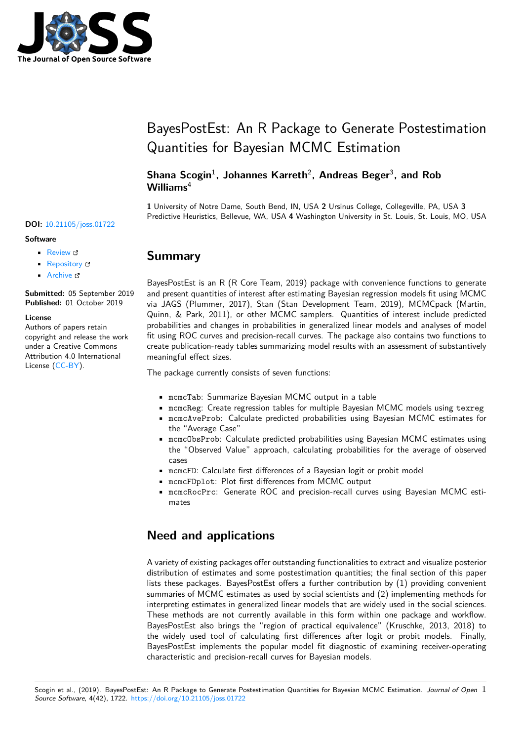# BayesPostEst: An R Package to Generate Postestimation Quantities for Bayesian MCMC Estimation

**Shana Scogin**[1], **Johannes Karreth**[2], **Andreas Beger**[3], **and Rob Williams**[4]

**1** University of Notre Dame, South Bend, IN, USA **2** Ursinus College, Collegeville, PA, USA **3** Predictive Heuristics, Bellevue, WA, USA **4** Washington University in St. Louis, St. Louis, MO, USA

**DOI:** 10.21105/joss.01722

**Software**

- Review
- Repository
- Archive

**Submitted:** 05 September 2019
**Published:** 01 October 2019

**License**
Authors of papers retain copyright and release the work under a Creative Commons Attribution 4.0 International License (CC-BY).

## Summary

BayesPostEst is an R (R Core Team, 2019) package with convenience functions to generate and present quantities of interest after estimating Bayesian regression models fit using MCMC via JAGS (Plummer, 2017), Stan (Stan Development Team, 2019), MCMCpack (Martin, Quinn, & Park, 2011), or other MCMC samplers. Quantities of interest include predicted probabilities and changes in probabilities in generalized linear models and analyses of model fit using ROC curves and precision-recall curves. The package also contains two functions to create publication-ready tables summarizing model results with an assessment of substantively meaningful effect sizes.

The package currently consists of seven functions:

- `mcmcTab`: Summarize Bayesian MCMC output in a table
- `mcmcReg`: Create regression tables for multiple Bayesian MCMC models using `texreg`
- `mcmcAveProb`: Calculate predicted probabilities using Bayesian MCMC estimates for the "Average Case"
- `mcmcObsProb`: Calculate predicted probabilities using Bayesian MCMC estimates using the "Observed Value" approach, calculating probabilities for the average of observed cases
- `mcmcFD`: Calculate first differences of a Bayesian logit or probit model
- `mcmcFDplot`: Plot first differences from MCMC output
- `mcmcRocPrc`: Generate ROC and precision-recall curves using Bayesian MCMC estimates

## Need and applications

A variety of existing packages offer outstanding functionalities to extract and visualize posterior distribution of estimates and some postestimation quantities; the final section of this paper lists these packages. BayesPostEst offers a further contribution by (1) providing convenient summaries of MCMC estimates as used by social scientists and (2) implementing methods for interpreting estimates in generalized linear models that are widely used in the social sciences. These methods are not currently available in this form within one package and workflow. BayesPostEst also brings the "region of practical equivalence" (Kruschke, 2013, 2018) to the widely used tool of calculating first differences after logit or probit models. Finally, BayesPostEst implements the popular model fit diagnostic of examining receiver-operating characteristic and precision-recall curves for Bayesian models.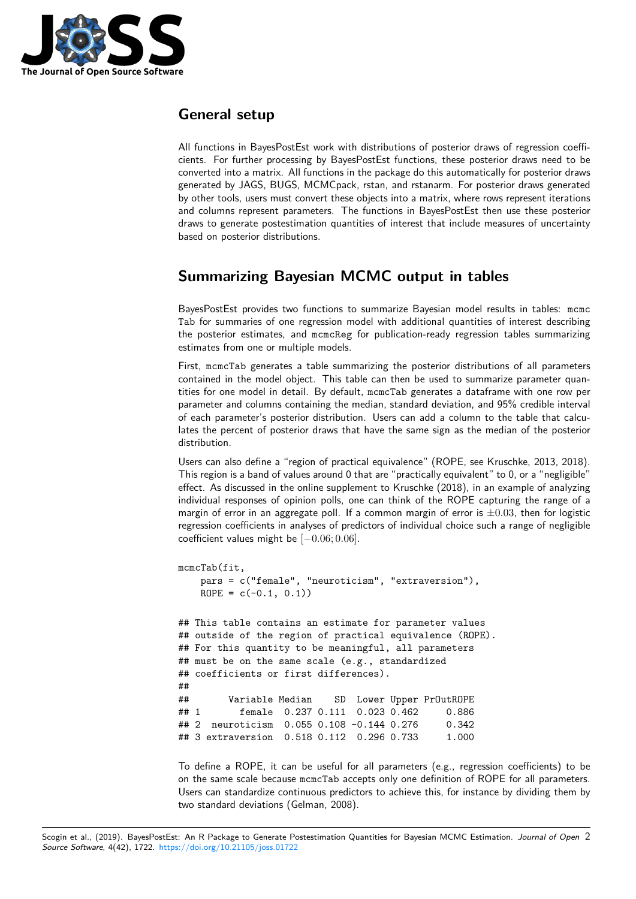## General setup

All functions in BayesPostEst work with distributions of posterior draws of regression coefficients. For further processing by BayesPostEst functions, these posterior draws need to be converted into a matrix. All functions in the package do this automatically for posterior draws generated by JAGS, BUGS, MCMCpack, rstan, and rstanarm. For posterior draws generated by other tools, users must convert these objects into a matrix, where rows represent iterations and columns represent parameters. The functions in BayesPostEst then use these posterior draws to generate postestimation quantities of interest that include measures of uncertainty based on posterior distributions.

## Summarizing Bayesian MCMC output in tables

BayesPostEst provides two functions to summarize Bayesian model results in tables: `mcmcTab` for summaries of one regression model with additional quantities of interest describing the posterior estimates, and `mcmcReg` for publication-ready regression tables summarizing estimates from one or multiple models.

First, `mcmcTab` generates a table summarizing the posterior distributions of all parameters contained in the model object. This table can then be used to summarize parameter quantities for one model in detail. By default, `mcmcTab` generates a dataframe with one row per parameter and columns containing the median, standard deviation, and 95% credible interval of each parameter's posterior distribution. Users can add a column to the table that calculates the percent of posterior draws that have the same sign as the median of the posterior distribution.

Users can also define a "region of practical equivalence" (ROPE, see Kruschke, 2013, 2018). This region is a band of values around 0 that are "practically equivalent" to 0, or a "negligible" effect. As discussed in the online supplement to Kruschke (2018), in an example of analyzing individual responses of opinion polls, one can think of the ROPE capturing the range of a margin of error in an aggregate poll. If a common margin of error is $\pm 0.03$, then for logistic regression coefficients in analyses of predictors of individual choice such a range of negligible coefficient values might be $[-0.06; 0.06]$.

```
mcmcTab(fit,
    pars = c("female", "neuroticism", "extraversion"),
    ROPE = c(-0.1, 0.1))

## This table contains an estimate for parameter values
## outside of the region of practical equivalence (ROPE).
## For this quantity to be meaningful, all parameters
## must be on the same scale (e.g., standardized
## coefficients or first differences).
##
##       Variable Median    SD  Lower Upper PrOutROPE
## 1       female  0.237 0.111  0.023 0.462     0.886
## 2  neuroticism  0.055 0.108 -0.144 0.276     0.342
## 3 extraversion  0.518 0.112  0.296 0.733     1.000
```

To define a ROPE, it can be useful for all parameters (e.g., regression coefficients) to be on the same scale because `mcmcTab` accepts only one definition of ROPE for all parameters. Users can standardize continuous predictors to achieve this, for instance by dividing them by two standard deviations (Gelman, 2008).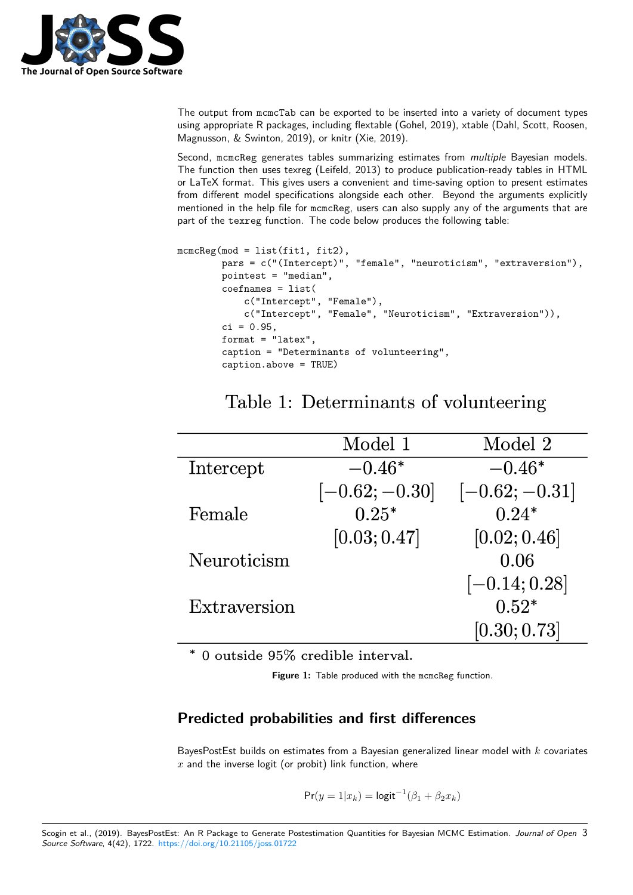The output from `mcmcTab` can be exported to be inserted into a variety of document types using appropriate R packages, including flextable (Gohel, 2019), xtable (Dahl, Scott, Roosen, Magnusson, & Swinton, 2019), or knitr (Xie, 2019).

Second, `mcmcReg` generates tables summarizing estimates from *multiple* Bayesian models. The function then uses texreg (Leifeld, 2013) to produce publication-ready tables in HTML or LaTeX format. This gives users a convenient and time-saving option to present estimates from different model specifications alongside each other. Beyond the arguments explicitly mentioned in the help file for `mcmcReg`, users can also supply any of the arguments that are part of the `texreg` function. The code below produces the following table:

```
mcmcReg(mod = list(fit1, fit2),
        pars = c("(Intercept)", "female", "neuroticism", "extraversion"),
        pointest = "median",
        coefnames = list(
            c("Intercept", "Female"),
            c("Intercept", "Female", "Neuroticism", "Extraversion")),
        ci = 0.95,
        format = "latex",
        caption = "Determinants of volunteering",
        caption.above = TRUE)
```

Table 1: Determinants of volunteering

| | Model 1 | Model 2 |
|---|---|---|
| Intercept | $-0.46^*$ | $-0.46^*$ |
| | $[-0.62; -0.30]$ | $[-0.62; -0.31]$ |
| Female | $0.25^*$ | $0.24^*$ |
| | $[0.03; 0.47]$ | $[0.02; 0.46]$ |
| Neuroticism | | $0.06$ |
| | | $[-0.14; 0.28]$ |
| Extraversion | | $0.52^*$ |
| | | $[0.30; 0.73]$ |

* 0 outside 95% credible interval.

**Figure 1:** Table produced with the `mcmcReg` function.

## Predicted probabilities and first differences

BayesPostEst builds on estimates from a Bayesian generalized linear model with $k$ covariates $x$ and the inverse logit (or probit) link function, where

$$\Pr(y = 1|x_k) = \text{logit}^{-1}(\beta_1 + \beta_2 x_k)$$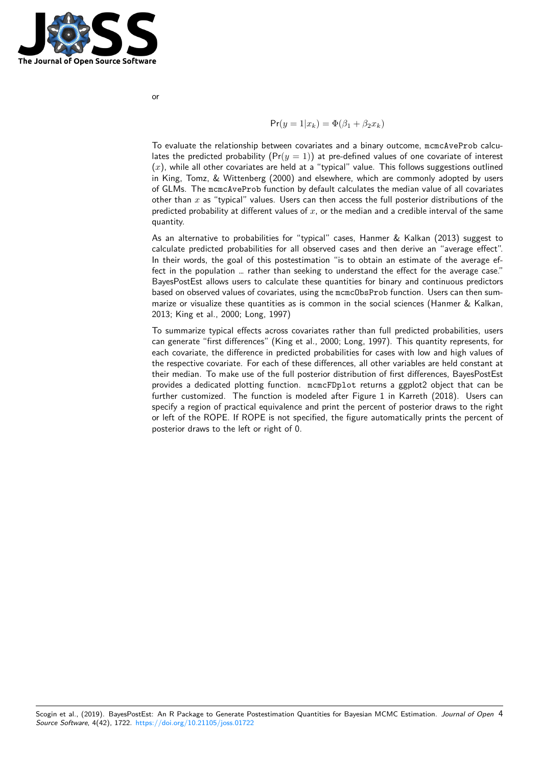or

$$\text{Pr}(y = 1|x_k) = \Phi(\beta_1 + \beta_2 x_k)$$

To evaluate the relationship between covariates and a binary outcome, `mcmcAveProb` calculates the predicted probability ($\text{Pr}(y = 1)$) at pre-defined values of one covariate of interest ($x$), while all other covariates are held at a "typical" value. This follows suggestions outlined in King, Tomz, & Wittenberg (2000) and elsewhere, which are commonly adopted by users of GLMs. The `mcmcAveProb` function by default calculates the median value of all covariates other than $x$ as "typical" values. Users can then access the full posterior distributions of the predicted probability at different values of $x$, or the median and a credible interval of the same quantity.

As an alternative to probabilities for "typical" cases, Hanmer & Kalkan (2013) suggest to calculate predicted probabilities for all observed cases and then derive an "average effect". In their words, the goal of this postestimation "is to obtain an estimate of the average effect in the population … rather than seeking to understand the effect for the average case." BayesPostEst allows users to calculate these quantities for binary and continuous predictors based on observed values of covariates, using the `mcmcObsProb` function. Users can then summarize or visualize these quantities as is common in the social sciences (Hanmer & Kalkan, 2013; King et al., 2000; Long, 1997)

To summarize typical effects across covariates rather than full predicted probabilities, users can generate "first differences" (King et al., 2000; Long, 1997). This quantity represents, for each covariate, the difference in predicted probabilities for cases with low and high values of the respective covariate. For each of these differences, all other variables are held constant at their median. To make use of the full posterior distribution of first differences, BayesPostEst provides a dedicated plotting function. `mcmcFDplot` returns a ggplot2 object that can be further customized. The function is modeled after Figure 1 in Karreth (2018). Users can specify a region of practical equivalence and print the percent of posterior draws to the right or left of the ROPE. If ROPE is not specified, the figure automatically prints the percent of posterior draws to the left or right of 0.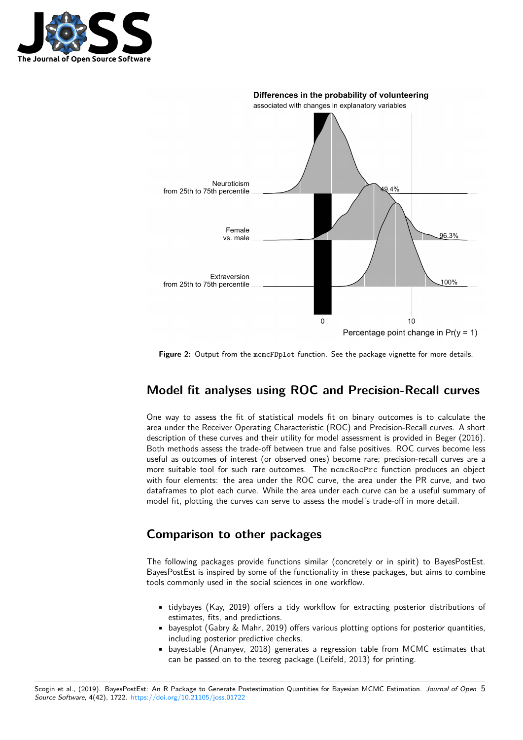Figure 2: Output from the mcmcFDplot function. See the package vignette for more details.

## Model fit analyses using ROC and Precision-Recall curves

One way to assess the fit of statistical models fit on binary outcomes is to calculate the area under the Receiver Operating Characteristic (ROC) and Precision-Recall curves. A short description of these curves and their utility for model assessment is provided in Beger (2016). Both methods assess the trade-off between true and false positives. ROC curves become less useful as outcomes of interest (or observed ones) become rare; precision-recall curves are a more suitable tool for such rare outcomes. The mcmcRocPrc function produces an object with four elements: the area under the ROC curve, the area under the PR curve, and two dataframes to plot each curve. While the area under each curve can be a useful summary of model fit, plotting the curves can serve to assess the model's trade-off in more detail.

## Comparison to other packages

The following packages provide functions similar (concretely or in spirit) to BayesPostEst. BayesPostEst is inspired by some of the functionality in these packages, but aims to combine tools commonly used in the social sciences in one workflow.

- tidybayes (Kay, 2019) offers a tidy workflow for extracting posterior distributions of estimates, fits, and predictions.
- bayesplot (Gabry & Mahr, 2019) offers various plotting options for posterior quantities, including posterior predictive checks.
- bayestable (Ananyev, 2018) generates a regression table from MCMC estimates that can be passed on to the texreg package (Leifeld, 2013) for printing.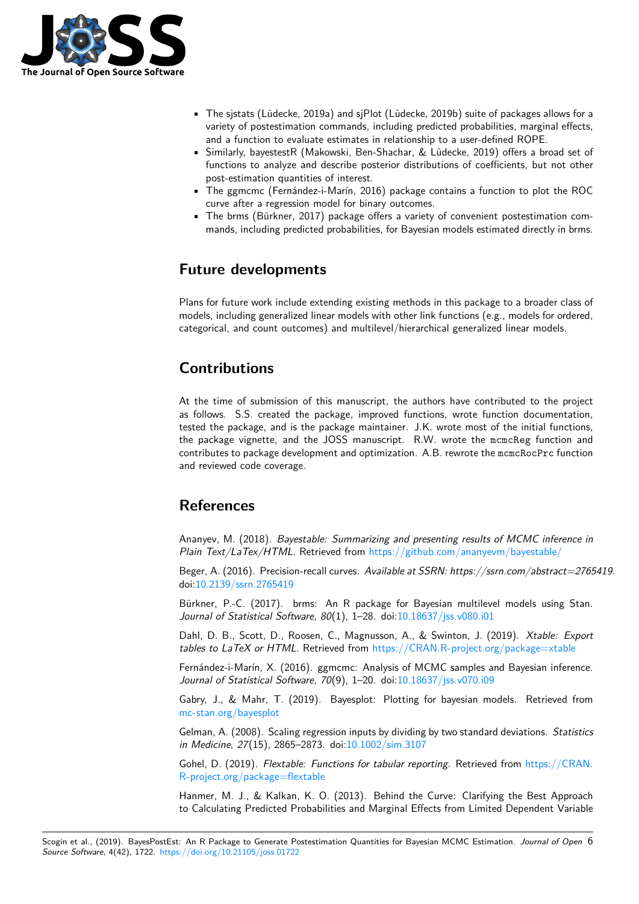- The sjstats (Lüdecke, 2019a) and sjPlot (Lüdecke, 2019b) suite of packages allows for a variety of postestimation commands, including predicted probabilities, marginal effects, and a function to evaluate estimates in relationship to a user-defined ROPE.
- Similarly, bayestestR (Makowski, Ben-Shachar, & Lüdecke, 2019) offers a broad set of functions to analyze and describe posterior distributions of coefficients, but not other post-estimation quantities of interest.
- The ggmcmc (Fernández-i-Marín, 2016) package contains a function to plot the ROC curve after a regression model for binary outcomes.
- The brms (Bürkner, 2017) package offers a variety of convenient postestimation commands, including predicted probabilities, for Bayesian models estimated directly in brms.

## Future developments

Plans for future work include extending existing methods in this package to a broader class of models, including generalized linear models with other link functions (e.g., models for ordered, categorical, and count outcomes) and multilevel/hierarchical generalized linear models.

## Contributions

At the time of submission of this manuscript, the authors have contributed to the project as follows. S.S. created the package, improved functions, wrote function documentation, tested the package, and is the package maintainer. J.K. wrote most of the initial functions, the package vignette, and the JOSS manuscript. R.W. wrote the `mcmcReg` function and contributes to package development and optimization. A.B. rewrote the `mcmcRocPrc` function and reviewed code coverage.

## References

Ananyev, M. (2018). *Bayestable: Summarizing and presenting results of MCMC inference in Plain Text/LaTex/HTML*. Retrieved from https://github.com/ananyevm/bayestable/

Beger, A. (2016). Precision-recall curves. *Available at SSRN: https://ssrn.com/abstract=2765419*. doi:10.2139/ssrn.2765419

Bürkner, P.-C. (2017). brms: An R package for Bayesian multilevel models using Stan. *Journal of Statistical Software*, *80*(1), 1–28. doi:10.18637/jss.v080.i01

Dahl, D. B., Scott, D., Roosen, C., Magnusson, A., & Swinton, J. (2019). *Xtable: Export tables to LaTeX or HTML*. Retrieved from https://CRAN.R-project.org/package=xtable

Fernández-i-Marín, X. (2016). ggmcmc: Analysis of MCMC samples and Bayesian inference. *Journal of Statistical Software*, *70*(9), 1–20. doi:10.18637/jss.v070.i09

Gabry, J., & Mahr, T. (2019). Bayesplot: Plotting for bayesian models. Retrieved from mc-stan.org/bayesplot

Gelman, A. (2008). Scaling regression inputs by dividing by two standard deviations. *Statistics in Medicine*, *27*(15), 2865–2873. doi:10.1002/sim.3107

Gohel, D. (2019). *Flextable: Functions for tabular reporting*. Retrieved from https://CRAN.R-project.org/package=flextable

Hanmer, M. J., & Kalkan, K. O. (2013). Behind the Curve: Clarifying the Best Approach to Calculating Predicted Probabilities and Marginal Effects from Limited Dependent Variable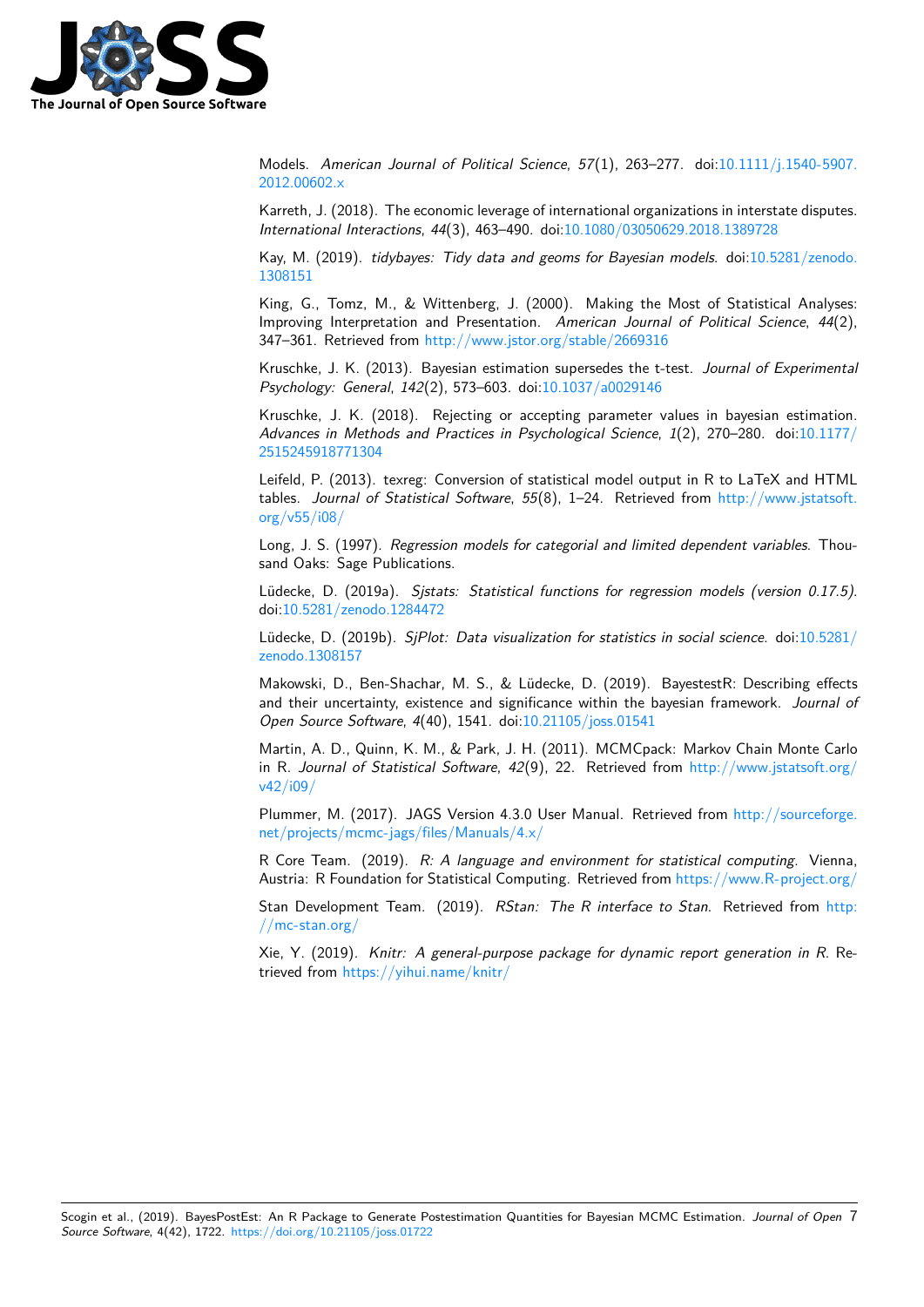Models. *American Journal of Political Science*, *57*(1), 263–277. doi:10.1111/j.1540-5907.2012.00602.x

Karreth, J. (2018). The economic leverage of international organizations in interstate disputes. *International Interactions*, *44*(3), 463–490. doi:10.1080/03050629.2018.1389728

Kay, M. (2019). *tidybayes: Tidy data and geoms for Bayesian models*. doi:10.5281/zenodo.1308151

King, G., Tomz, M., & Wittenberg, J. (2000). Making the Most of Statistical Analyses: Improving Interpretation and Presentation. *American Journal of Political Science*, *44*(2), 347–361. Retrieved from http://www.jstor.org/stable/2669316

Kruschke, J. K. (2013). Bayesian estimation supersedes the t-test. *Journal of Experimental Psychology: General*, *142*(2), 573–603. doi:10.1037/a0029146

Kruschke, J. K. (2018). Rejecting or accepting parameter values in bayesian estimation. *Advances in Methods and Practices in Psychological Science*, *1*(2), 270–280. doi:10.1177/2515245918771304

Leifeld, P. (2013). texreg: Conversion of statistical model output in R to LaTeX and HTML tables. *Journal of Statistical Software*, *55*(8), 1–24. Retrieved from http://www.jstatsoft.org/v55/i08/

Long, J. S. (1997). *Regression models for categorial and limited dependent variables*. Thousand Oaks: Sage Publications.

Lüdecke, D. (2019a). *Sjstats: Statistical functions for regression models (version 0.17.5)*. doi:10.5281/zenodo.1284472

Lüdecke, D. (2019b). *SjPlot: Data visualization for statistics in social science*. doi:10.5281/zenodo.1308157

Makowski, D., Ben-Shachar, M. S., & Lüdecke, D. (2019). BayestestR: Describing effects and their uncertainty, existence and significance within the bayesian framework. *Journal of Open Source Software*, *4*(40), 1541. doi:10.21105/joss.01541

Martin, A. D., Quinn, K. M., & Park, J. H. (2011). MCMCpack: Markov Chain Monte Carlo in R. *Journal of Statistical Software*, *42*(9), 22. Retrieved from http://www.jstatsoft.org/v42/i09/

Plummer, M. (2017). JAGS Version 4.3.0 User Manual. Retrieved from http://sourceforge.net/projects/mcmc-jags/files/Manuals/4.x/

R Core Team. (2019). *R: A language and environment for statistical computing*. Vienna, Austria: R Foundation for Statistical Computing. Retrieved from https://www.R-project.org/

Stan Development Team. (2019). *RStan: The R interface to Stan*. Retrieved from http://mc-stan.org/

Xie, Y. (2019). *Knitr: A general-purpose package for dynamic report generation in R*. Retrieved from https://yihui.name/knitr/